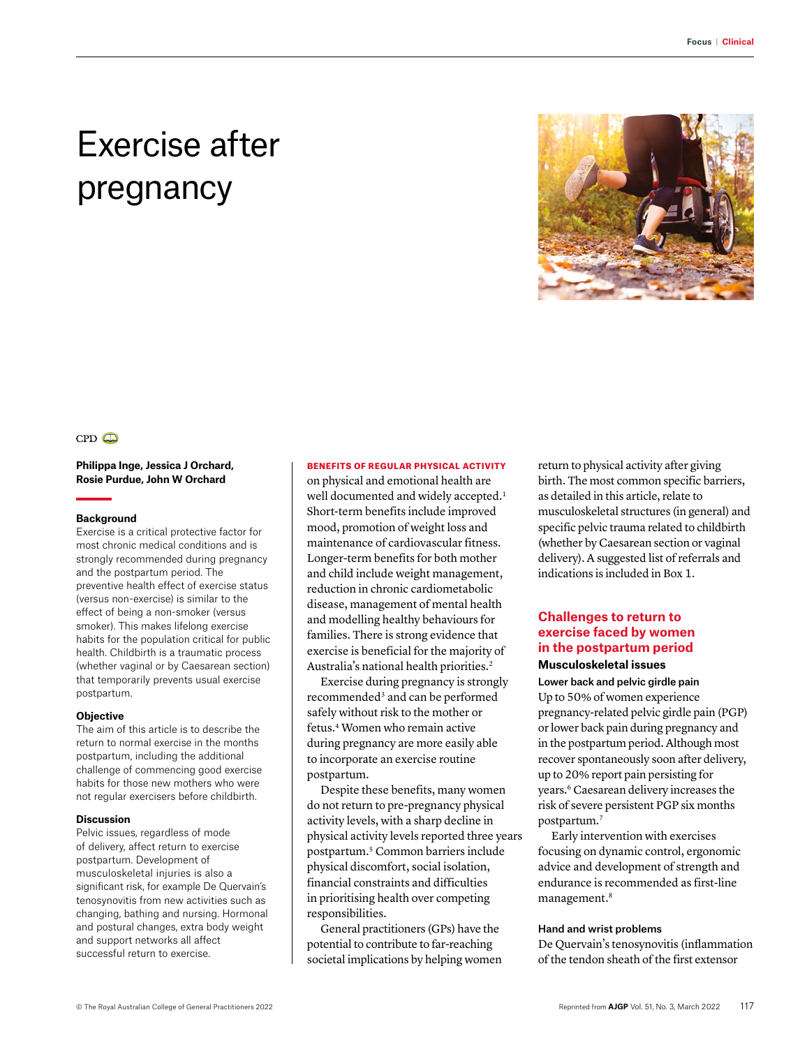# Exercise after pregnancy

CPD

**Philippa Inge, Jessica J Orchard, Rosie Purdue, John W Orchard**

### Background

Exercise is a critical protective factor for most chronic medical conditions and is strongly recommended during pregnancy and the postpartum period. The preventive health effect of exercise status (versus non-exercise) is similar to the effect of being a non-smoker (versus smoker). This makes lifelong exercise habits for the population critical for public health. Childbirth is a traumatic process (whether vaginal or by Caesarean section) that temporarily prevents usual exercise postpartum.

### Objective

The aim of this article is to describe the return to normal exercise in the months postpartum, including the additional challenge of commencing good exercise habits for those new mothers who were not regular exercisers before childbirth.

### Discussion

Pelvic issues, regardless of mode of delivery, affect return to exercise postpartum. Development of musculoskeletal injuries is also a significant risk, for example De Quervain's tenosynovitis from new activities such as changing, bathing and nursing. Hormonal and postural changes, extra body weight and support networks all affect successful return to exercise.

BENEFITS OF REGULAR PHYSICAL ACTIVITY on physical and emotional health are well documented and widely accepted.[1] Short-term benefits include improved mood, promotion of weight loss and maintenance of cardiovascular fitness. Longer-term benefits for both mother and child include weight management, reduction in chronic cardiometabolic disease, management of mental health and modelling healthy behaviours for families. There is strong evidence that exercise is beneficial for the majority of Australia's national health priorities.[2]

Exercise during pregnancy is strongly recommended[3] and can be performed safely without risk to the mother or fetus.[4] Women who remain active during pregnancy are more easily able to incorporate an exercise routine postpartum.

Despite these benefits, many women do not return to pre-pregnancy physical activity levels, with a sharp decline in physical activity levels reported three years postpartum.[5] Common barriers include physical discomfort, social isolation, financial constraints and difficulties in prioritising health over competing responsibilities.

General practitioners (GPs) have the potential to contribute to far-reaching societal implications by helping women return to physical activity after giving birth. The most common specific barriers, as detailed in this article, relate to musculoskeletal structures (in general) and specific pelvic trauma related to childbirth (whether by Caesarean section or vaginal delivery). A suggested list of referrals and indications is included in Box 1.

## Challenges to return to exercise faced by women in the postpartum period

### Musculoskeletal issues

#### Lower back and pelvic girdle pain

Up to 50% of women experience pregnancy-related pelvic girdle pain (PGP) or lower back pain during pregnancy and in the postpartum period. Although most recover spontaneously soon after delivery, up to 20% report pain persisting for years.[6] Caesarean delivery increases the risk of severe persistent PGP six months postpartum.[7]

Early intervention with exercises focusing on dynamic control, ergonomic advice and development of strength and endurance is recommended as first-line management.[8]

#### Hand and wrist problems

De Quervain's tenosynovitis (inflammation of the tendon sheath of the first extensor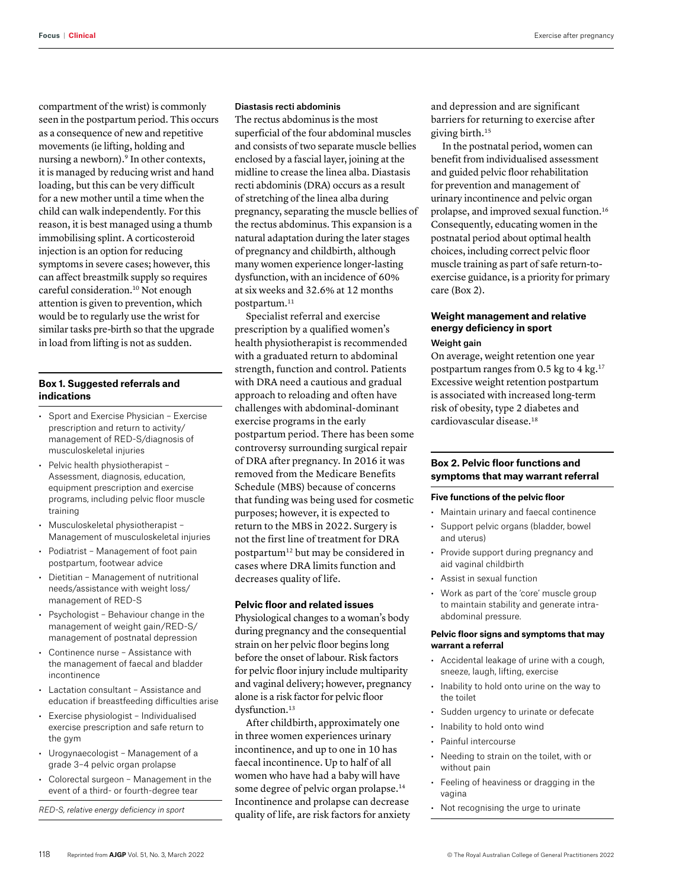compartment of the wrist) is commonly seen in the postpartum period. This occurs as a consequence of new and repetitive movements (ie lifting, holding and nursing a newborn).[9] In other contexts, it is managed by reducing wrist and hand loading, but this can be very difficult for a new mother until a time when the child can walk independently. For this reason, it is best managed using a thumb immobilising splint. A corticosteroid injection is an option for reducing symptoms in severe cases; however, this can affect breastmilk supply so requires careful consideration.[10] Not enough attention is given to prevention, which would be to regularly use the wrist for similar tasks pre-birth so that the upgrade in load from lifting is not as sudden.

### Box 1. Suggested referrals and indications

- Sport and Exercise Physician – Exercise prescription and return to activity/ management of RED-S/diagnosis of musculoskeletal injuries
- Pelvic health physiotherapist – Assessment, diagnosis, education, equipment prescription and exercise programs, including pelvic floor muscle training
- Musculoskeletal physiotherapist – Management of musculoskeletal injuries
- Podiatrist – Management of foot pain postpartum, footwear advice
- Dietitian – Management of nutritional needs/assistance with weight loss/ management of RED-S
- Psychologist – Behaviour change in the management of weight gain/RED-S/ management of postnatal depression
- Continence nurse – Assistance with the management of faecal and bladder incontinence
- Lactation consultant – Assistance and education if breastfeeding difficulties arise
- Exercise physiologist – Individualised exercise prescription and safe return to the gym
- Urogynaecologist – Management of a grade 3–4 pelvic organ prolapse
- Colorectal surgeon – Management in the event of a third- or fourth-degree tear

*RED-S, relative energy deficiency in sport*

#### Diastasis recti abdominis

The rectus abdominus is the most superficial of the four abdominal muscles and consists of two separate muscle bellies enclosed by a fascial layer, joining at the midline to crease the linea alba. Diastasis recti abdominis (DRA) occurs as a result of stretching of the linea alba during pregnancy, separating the muscle bellies of the rectus abdominus. This expansion is a natural adaptation during the later stages of pregnancy and childbirth, although many women experience longer-lasting dysfunction, with an incidence of 60% at six weeks and 32.6% at 12 months postpartum.[11]

Specialist referral and exercise prescription by a qualified women's health physiotherapist is recommended with a graduated return to abdominal strength, function and control. Patients with DRA need a cautious and gradual approach to reloading and often have challenges with abdominal-dominant exercise programs in the early postpartum period. There has been some controversy surrounding surgical repair of DRA after pregnancy. In 2016 it was removed from the Medicare Benefits Schedule (MBS) because of concerns that funding was being used for cosmetic purposes; however, it is expected to return to the MBS in 2022. Surgery is not the first line of treatment for DRA postpartum[12] but may be considered in cases where DRA limits function and decreases quality of life.

### Pelvic floor and related issues

Physiological changes to a woman's body during pregnancy and the consequential strain on her pelvic floor begins long before the onset of labour. Risk factors for pelvic floor injury include multiparity and vaginal delivery; however, pregnancy alone is a risk factor for pelvic floor dysfunction.[13]

After childbirth, approximately one in three women experiences urinary incontinence, and up to one in 10 has faecal incontinence. Up to half of all women who have had a baby will have some degree of pelvic organ prolapse.[14] Incontinence and prolapse can decrease quality of life, are risk factors for anxiety and depression and are significant barriers for returning to exercise after giving birth.[15]

In the postnatal period, women can benefit from individualised assessment and guided pelvic floor rehabilitation for prevention and management of urinary incontinence and pelvic organ prolapse, and improved sexual function.[16] Consequently, educating women in the postnatal period about optimal health choices, including correct pelvic floor muscle training as part of safe return-to-exercise guidance, is a priority for primary care (Box 2).

### Weight management and relative energy deficiency in sport

#### Weight gain

On average, weight retention one year postpartum ranges from 0.5 kg to 4 kg.[17] Excessive weight retention postpartum is associated with increased long-term risk of obesity, type 2 diabetes and cardiovascular disease.[18]

### Box 2. Pelvic floor functions and symptoms that may warrant referral

#### Five functions of the pelvic floor

- Maintain urinary and faecal continence
- Support pelvic organs (bladder, bowel and uterus)
- Provide support during pregnancy and aid vaginal childbirth
- Assist in sexual function
- Work as part of the 'core' muscle group to maintain stability and generate intra-abdominal pressure.

#### Pelvic floor signs and symptoms that may warrant a referral

- Accidental leakage of urine with a cough, sneeze, laugh, lifting, exercise
- Inability to hold onto urine on the way to the toilet
- Sudden urgency to urinate or defecate
- Inability to hold onto wind
- Painful intercourse
- Needing to strain on the toilet, with or without pain
- Feeling of heaviness or dragging in the vagina
- Not recognising the urge to urinate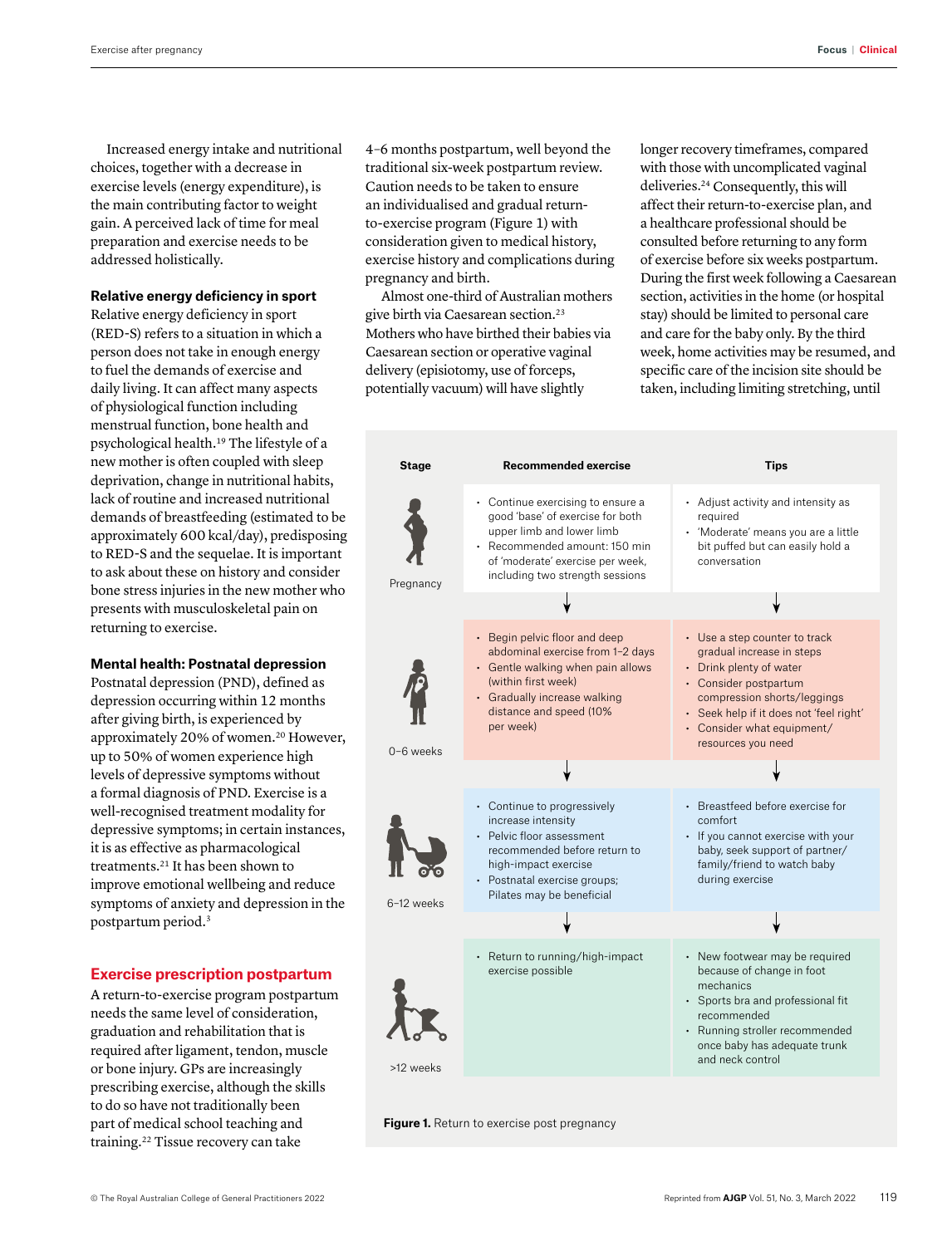Increased energy intake and nutritional choices, together with a decrease in exercise levels (energy expenditure), is the main contributing factor to weight gain. A perceived lack of time for meal preparation and exercise needs to be addressed holistically.

### Relative energy deficiency in sport

Relative energy deficiency in sport (RED-S) refers to a situation in which a person does not take in enough energy to fuel the demands of exercise and daily living. It can affect many aspects of physiological function including menstrual function, bone health and psychological health.[19] The lifestyle of a new mother is often coupled with sleep deprivation, change in nutritional habits, lack of routine and increased nutritional demands of breastfeeding (estimated to be approximately 600 kcal/day), predisposing to RED-S and the sequelae. It is important to ask about these on history and consider bone stress injuries in the new mother who presents with musculoskeletal pain on returning to exercise.

### Mental health: Postnatal depression

Postnatal depression (PND), defined as depression occurring within 12 months after giving birth, is experienced by approximately 20% of women.[20] However, up to 50% of women experience high levels of depressive symptoms without a formal diagnosis of PND. Exercise is a well-recognised treatment modality for depressive symptoms; in certain instances, it is as effective as pharmacological treatments.[21] It has been shown to improve emotional wellbeing and reduce symptoms of anxiety and depression in the postpartum period.[3]

## Exercise prescription postpartum

A return-to-exercise program postpartum needs the same level of consideration, graduation and rehabilitation that is required after ligament, tendon, muscle or bone injury. GPs are increasingly prescribing exercise, although the skills to do so have not traditionally been part of medical school teaching and training.[22] Tissue recovery can take 4–6 months postpartum, well beyond the traditional six-week postpartum review. Caution needs to be taken to ensure an individualised and gradual return-to-exercise program (Figure 1) with consideration given to medical history, exercise history and complications during pregnancy and birth.

Almost one-third of Australian mothers give birth via Caesarean section.[23] Mothers who have birthed their babies via Caesarean section or operative vaginal delivery (episiotomy, use of forceps, potentially vacuum) will have slightly longer recovery timeframes, compared with those with uncomplicated vaginal deliveries.[24] Consequently, this will affect their return-to-exercise plan, and a healthcare professional should be consulted before returning to any form of exercise before six weeks postpartum. During the first week following a Caesarean section, activities in the home (or hospital stay) should be limited to personal care and care for the baby only. By the third week, home activities may be resumed, and specific care of the incision site should be taken, including limiting stretching, until

| Stage | Recommended exercise | Tips |
| --- | --- | --- |
| Pregnancy | • Continue exercising to ensure a good 'base' of exercise for both upper limb and lower limb<br>• Recommended amount: 150 min of 'moderate' exercise per week, including two strength sessions | • Adjust activity and intensity as required<br>• 'Moderate' means you are a little bit puffed but can easily hold a conversation |
| 0–6 weeks | • Begin pelvic floor and deep abdominal exercise from 1–2 days<br>• Gentle walking when pain allows (within first week)<br>• Gradually increase walking distance and speed (10% per week) | • Use a step counter to track gradual increase in steps<br>• Drink plenty of water<br>• Consider postpartum compression shorts/leggings<br>• Seek help if it does not 'feel right'<br>• Consider what equipment/ resources you need |
| 6–12 weeks | • Continue to progressively increase intensity<br>• Pelvic floor assessment recommended before return to high-impact exercise<br>• Postnatal exercise groups; Pilates may be beneficial | • Breastfeed before exercise for comfort<br>• If you cannot exercise with your baby, seek support of partner/ family/friend to watch baby during exercise |
| >12 weeks | • Return to running/high-impact exercise possible | • New footwear may be required because of change in foot mechanics<br>• Sports bra and professional fit recommended<br>• Running stroller recommended once baby has adequate trunk and neck control |

**Figure 1.** Return to exercise post pregnancy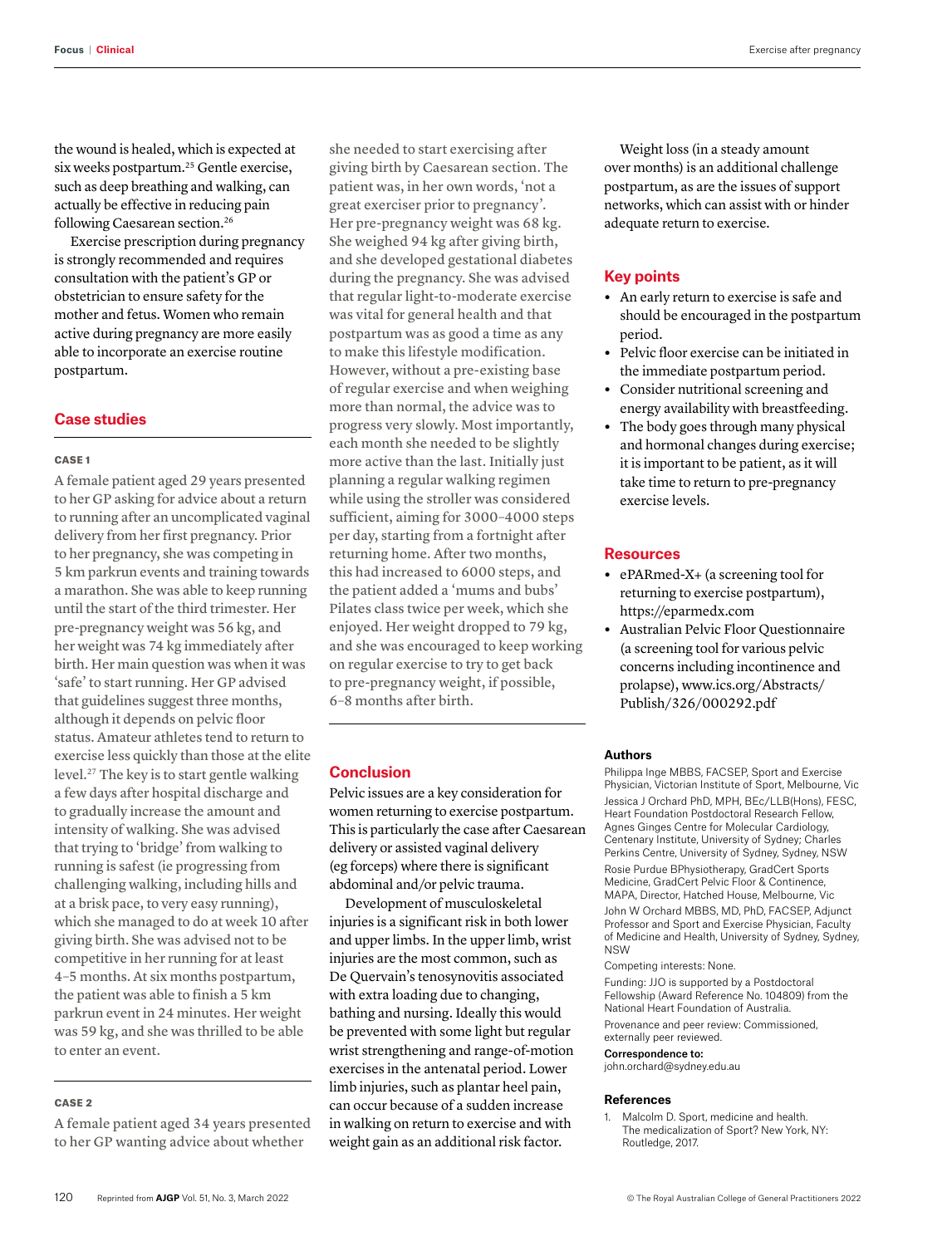the wound is healed, which is expected at six weeks postpartum.[25] Gentle exercise, such as deep breathing and walking, can actually be effective in reducing pain following Caesarean section.[26]

Exercise prescription during pregnancy is strongly recommended and requires consultation with the patient's GP or obstetrician to ensure safety for the mother and fetus. Women who remain active during pregnancy are more easily able to incorporate an exercise routine postpartum.

## Case studies

### CASE 1

A female patient aged 29 years presented to her GP asking for advice about a return to running after an uncomplicated vaginal delivery from her first pregnancy. Prior to her pregnancy, she was competing in 5 km parkrun events and training towards a marathon. She was able to keep running until the start of the third trimester. Her pre-pregnancy weight was 56 kg, and her weight was 74 kg immediately after birth. Her main question was when it was 'safe' to start running. Her GP advised that guidelines suggest three months, although it depends on pelvic floor status. Amateur athletes tend to return to exercise less quickly than those at the elite level.[27] The key is to start gentle walking a few days after hospital discharge and to gradually increase the amount and intensity of walking. She was advised that trying to 'bridge' from walking to running is safest (ie progressing from challenging walking, including hills and at a brisk pace, to very easy running), which she managed to do at week 10 after giving birth. She was advised not to be competitive in her running for at least 4–5 months. At six months postpartum, the patient was able to finish a 5 km parkrun event in 24 minutes. Her weight was 59 kg, and she was thrilled to be able to enter an event.

### CASE 2

A female patient aged 34 years presented to her GP wanting advice about whether she needed to start exercising after giving birth by Caesarean section. The patient was, in her own words, 'not a great exerciser prior to pregnancy'. Her pre-pregnancy weight was 68 kg. She weighed 94 kg after giving birth, and she developed gestational diabetes during the pregnancy. She was advised that regular light-to-moderate exercise was vital for general health and that postpartum was as good a time as any to make this lifestyle modification. However, without a pre-existing base of regular exercise and when weighing more than normal, the advice was to progress very slowly. Most importantly, each month she needed to be slightly more active than the last. Initially just planning a regular walking regimen while using the stroller was considered sufficient, aiming for 3000–4000 steps per day, starting from a fortnight after returning home. After two months, this had increased to 6000 steps, and the patient added a 'mums and bubs' Pilates class twice per week, which she enjoyed. Her weight dropped to 79 kg, and she was encouraged to keep working on regular exercise to try to get back to pre-pregnancy weight, if possible, 6–8 months after birth.

## Conclusion

Pelvic issues are a key consideration for women returning to exercise postpartum. This is particularly the case after Caesarean delivery or assisted vaginal delivery (eg forceps) where there is significant abdominal and/or pelvic trauma.

Development of musculoskeletal injuries is a significant risk in both lower and upper limbs. In the upper limb, wrist injuries are the most common, such as De Quervain's tenosynovitis associated with extra loading due to changing, bathing and nursing. Ideally this would be prevented with some light but regular wrist strengthening and range-of-motion exercises in the antenatal period. Lower limb injuries, such as plantar heel pain, can occur because of a sudden increase in walking on return to exercise and with weight gain as an additional risk factor.

Weight loss (in a steady amount over months) is an additional challenge postpartum, as are the issues of support networks, which can assist with or hinder adequate return to exercise.

## Key points

- An early return to exercise is safe and should be encouraged in the postpartum period.
- Pelvic floor exercise can be initiated in the immediate postpartum period.
- Consider nutritional screening and energy availability with breastfeeding.
- The body goes through many physical and hormonal changes during exercise; it is important to be patient, as it will take time to return to pre-pregnancy exercise levels.

## Resources

- ePARmed-X+ (a screening tool for returning to exercise postpartum), https://eparmedx.com
- Australian Pelvic Floor Questionnaire (a screening tool for various pelvic concerns including incontinence and prolapse), www.ics.org/Abstracts/Publish/326/000292.pdf

### Authors

Philippa Inge MBBS, FACSEP, Sport and Exercise Physician, Victorian Institute of Sport, Melbourne, Vic

Jessica J Orchard PhD, MPH, BEc/LLB(Hons), FESC, Heart Foundation Postdoctoral Research Fellow, Agnes Ginges Centre for Molecular Cardiology, Centenary Institute, University of Sydney; Charles Perkins Centre, University of Sydney, Sydney, NSW

Rosie Purdue BPhysiotherapy, GradCert Sports Medicine, GradCert Pelvic Floor & Continence, MAPA, Director, Hatched House, Melbourne, Vic

John W Orchard MBBS, MD, PhD, FACSEP, Adjunct Professor and Sport and Exercise Physician, Faculty of Medicine and Health, University of Sydney, Sydney, NSW

Competing interests: None.

Funding: JJO is supported by a Postdoctoral Fellowship (Award Reference No. 104809) from the National Heart Foundation of Australia.

Provenance and peer review: Commissioned, externally peer reviewed.

**Correspondence to:**
john.orchard@sydney.edu.au

### References

1. Malcolm D. Sport, medicine and health. The medicalization of Sport? New York, NY: Routledge, 2017.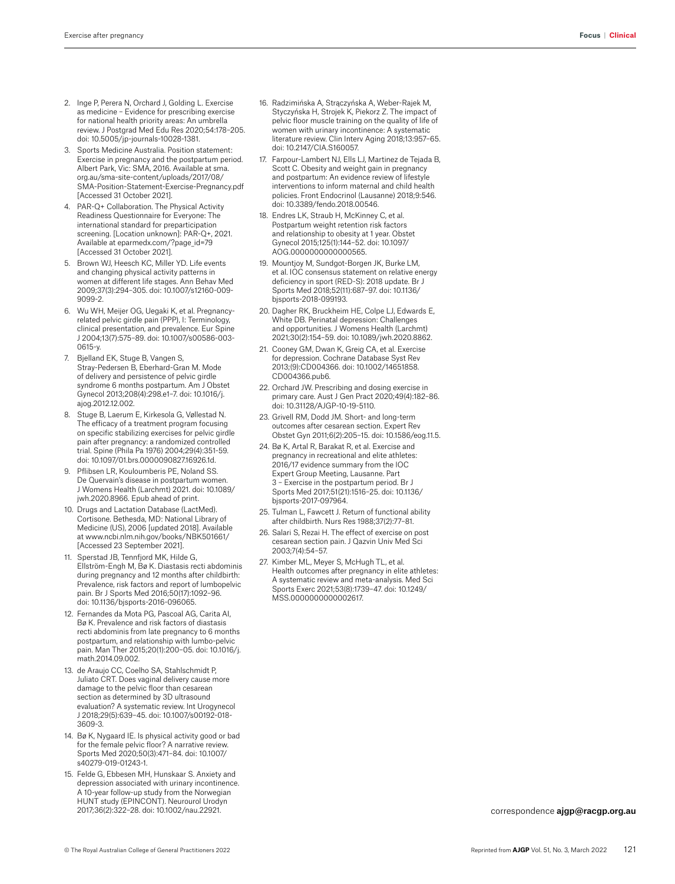2. Inge P, Perera N, Orchard J, Golding L. Exercise as medicine – Evidence for prescribing exercise for national health priority areas: An umbrella review. J Postgrad Med Edu Res 2020;54:178–205. doi: 10.5005/jp-journals-10028-1381.
3. Sports Medicine Australia. Position statement: Exercise in pregnancy and the postpartum period. Albert Park, Vic: SMA, 2016. Available at sma.org.au/sma-site-content/uploads/2017/08/SMA-Position-Statement-Exercise-Pregnancy.pdf [Accessed 31 October 2021].
4. PAR-Q+ Collaboration. The Physical Activity Readiness Questionnaire for Everyone: The international standard for preparticipation screening. [Location unknown]: PAR-Q+, 2021. Available at eparmedx.com/?page_id=79 [Accessed 31 October 2021].
5. Brown WJ, Heesch KC, Miller YD. Life events and changing physical activity patterns in women at different life stages. Ann Behav Med 2009;37(3):294–305. doi: 10.1007/s12160-009-9099-2.
6. Wu WH, Meijer OG, Uegaki K, et al. Pregnancy-related pelvic girdle pain (PPP), I: Terminology, clinical presentation, and prevalence. Eur Spine J 2004;13(7):575–89. doi: 10.1007/s00586-003-0615-y.
7. Bjelland EK, Stuge B, Vangen S, Stray-Pedersen B, Eberhard-Gran M. Mode of delivery and persistence of pelvic girdle syndrome 6 months postpartum. Am J Obstet Gynecol 2013;208(4):298.e1–7. doi: 10.1016/j.ajog.2012.12.002.
8. Stuge B, Laerum E, Kirkesola G, Vøllestad N. The efficacy of a treatment program focusing on specific stabilizing exercises for pelvic girdle pain after pregnancy: a randomized controlled trial. Spine (Phila Pa 1976) 2004;29(4):351–59. doi: 10.1097/01.brs.0000090827.16926.1d.
9. Pflibsen LR, Kouloumberis PE, Noland SS. De Quervain's disease in postpartum women. J Womens Health (Larchmt) 2021. doi: 10.1089/jwh.2020.8966. Epub ahead of print.
10. Drugs and Lactation Database (LactMed). Cortisone. Bethesda, MD: National Library of Medicine (US), 2006 [updated 2018]. Available at www.ncbi.nlm.nih.gov/books/NBK501661/ [Accessed 23 September 2021].
11. Sperstad JB, Tennfjord MK, Hilde G, Ellström-Engh M, Bø K. Diastasis recti abdominis during pregnancy and 12 months after childbirth: Prevalence, risk factors and report of lumbopelvic pain. Br J Sports Med 2016;50(17):1092–96. doi: 10.1136/bjsports-2016-096065.
12. Fernandes da Mota PG, Pascoal AG, Carita AI, Bø K. Prevalence and risk factors of diastasis recti abdominis from late pregnancy to 6 months postpartum, and relationship with lumbo-pelvic pain. Man Ther 2015;20(1):200–05. doi: 10.1016/j.math.2014.09.002.
13. de Araujo CC, Coelho SA, Stahlschmidt P, Juliato CRT. Does vaginal delivery cause more damage to the pelvic floor than cesarean section as determined by 3D ultrasound evaluation? A systematic review. Int Urogynecol J 2018;29(5):639–45. doi: 10.1007/s00192-018-3609-3.
14. Bø K, Nygaard IE. Is physical activity good or bad for the female pelvic floor? A narrative review. Sports Med 2020;50(3):471–84. doi: 10.1007/s40279-019-01243-1.
15. Felde G, Ebbesen MH, Hunskaar S. Anxiety and depression associated with urinary incontinence. A 10-year follow-up study from the Norwegian HUNT study (EPINCONT). Neurourol Urodyn 2017;36(2):322–28. doi: 10.1002/nau.22921.
16. Radzimińska A, Strączyńska A, Weber-Rajek M, Styczyńska H, Strojek K, Piekorz Z. The impact of pelvic floor muscle training on the quality of life of women with urinary incontinence: A systematic literature review. Clin Interv Aging 2018;13:957–65. doi: 10.2147/CIA.S160057.
17. Farpour-Lambert NJ, Ells LJ, Martinez de Tejada B, Scott C. Obesity and weight gain in pregnancy and postpartum: An evidence review of lifestyle interventions to inform maternal and child health policies. Front Endocrinol (Lausanne) 2018;9:546. doi: 10.3389/fendo.2018.00546.
18. Endres LK, Straub H, McKinney C, et al. Postpartum weight retention risk factors and relationship to obesity at 1 year. Obstet Gynecol 2015;125(1):144–52. doi: 10.1097/AOG.0000000000000565.
19. Mountjoy M, Sundgot-Borgen JK, Burke LM, et al. IOC consensus statement on relative energy deficiency in sport (RED-S): 2018 update. Br J Sports Med 2018;52(11):687–97. doi: 10.1136/bjsports-2018-099193.
20. Dagher RK, Bruckheim HE, Colpe LJ, Edwards E, White DB. Perinatal depression: Challenges and opportunities. J Womens Health (Larchmt) 2021;30(2):154–59. doi: 10.1089/jwh.2020.8862.
21. Cooney GM, Dwan K, Greig CA, et al. Exercise for depression. Cochrane Database Syst Rev 2013;(9):CD004366. doi: 10.1002/14651858.CD004366.pub6.
22. Orchard JW. Prescribing and dosing exercise in primary care. Aust J Gen Pract 2020;49(4):182–86. doi: 10.31128/AJGP-10-19-5110.
23. Grivell RM, Dodd JM. Short- and long-term outcomes after cesarean section. Expert Rev Obstet Gyn 2011;6(2):205–15. doi: 10.1586/eog.11.5.
24. Bø K, Artal R, Barakat R, et al. Exercise and pregnancy in recreational and elite athletes: 2016/17 evidence summary from the IOC Expert Group Meeting, Lausanne. Part 3 – Exercise in the postpartum period. Br J Sports Med 2017;51(21):1516–25. doi: 10.1136/bjsports-2017-097964.
25. Tulman L, Fawcett J. Return of functional ability after childbirth. Nurs Res 1988;37(2):77–81.
26. Salari S, Rezai H. The effect of exercise on post cesarean section pain. J Qazvin Univ Med Sci 2003;7(4):54–57.
27. Kimber ML, Meyer S, McHugh TL, et al. Health outcomes after pregnancy in elite athletes: A systematic review and meta-analysis. Med Sci Sports Exerc 2021;53(8):1739–47. doi: 10.1249/MSS.0000000000002617.

correspondence **ajgp@racgp.org.au**